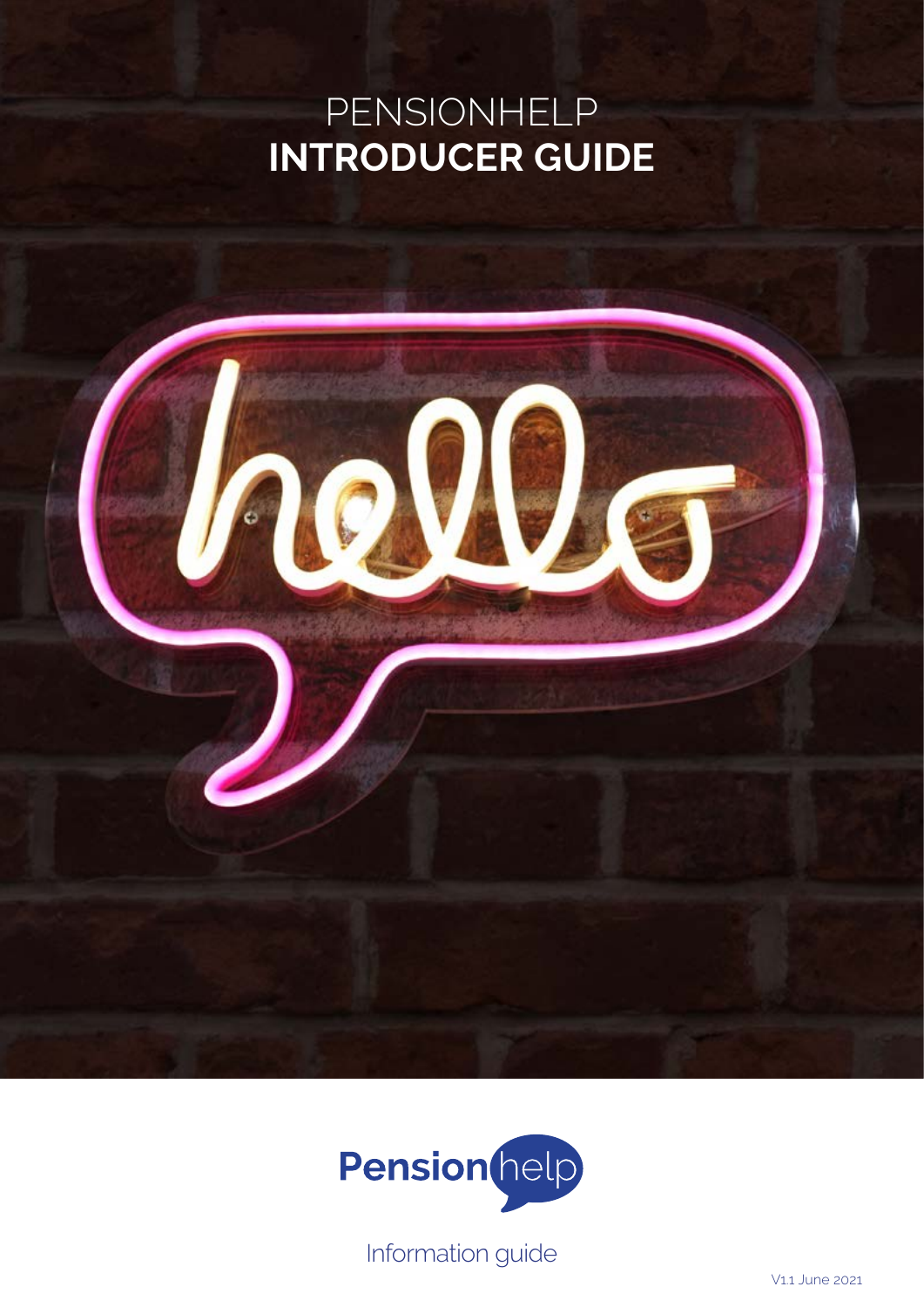# PENSIONHELP
# **INTRODUCER GUIDE**

Information guide

V1.1 June 2021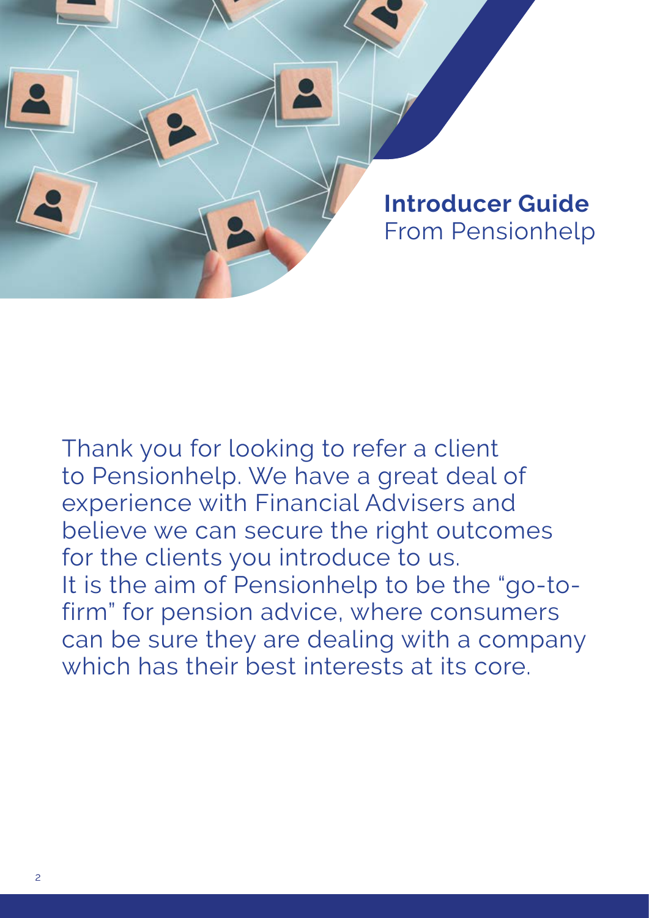**Introducer Guide**
From Pensionhelp

Thank you for looking to refer a client to Pensionhelp. We have a great deal of experience with Financial Advisers and believe we can secure the right outcomes for the clients you introduce to us.
It is the aim of Pensionhelp to be the "go-to-firm" for pension advice, where consumers can be sure they are dealing with a company which has their best interests at its core.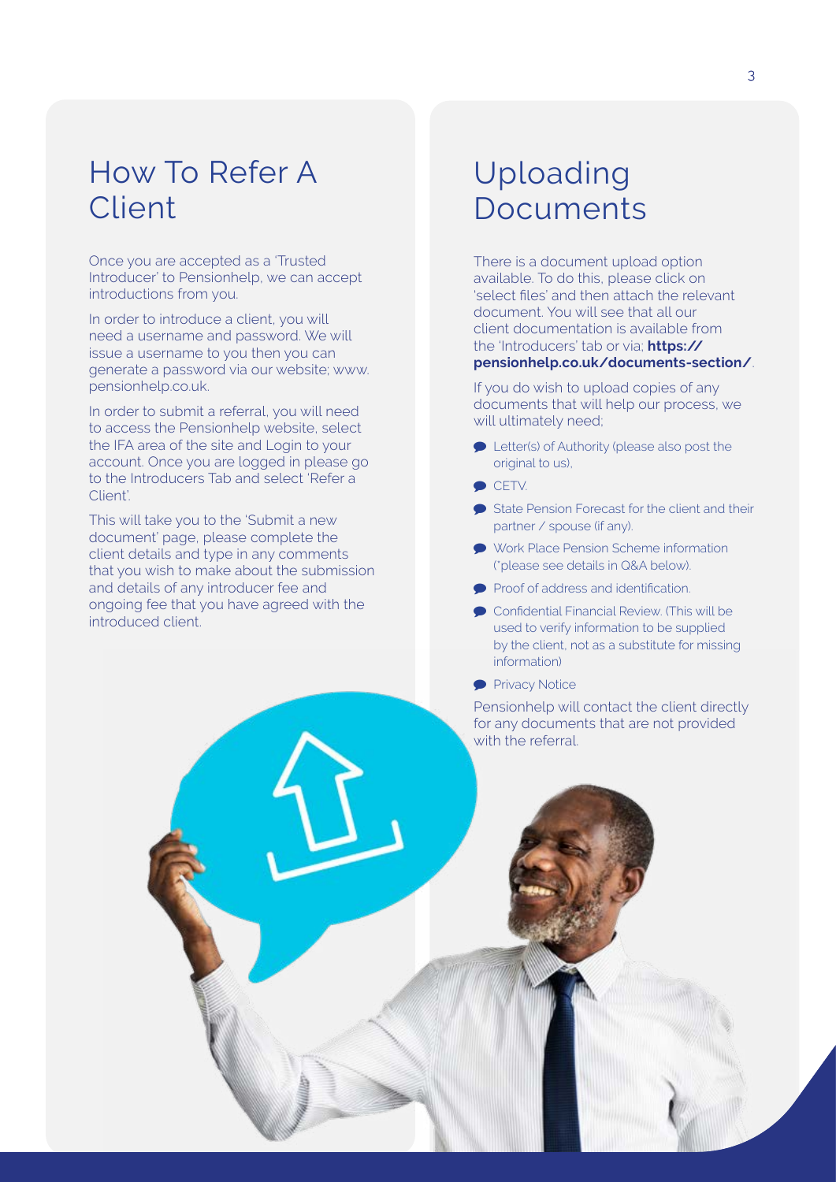## How To Refer A Client

Once you are accepted as a 'Trusted Introducer' to Pensionhelp, we can accept introductions from you.

In order to introduce a client, you will need a username and password. We will issue a username to you then you can generate a password via our website; www.pensionhelp.co.uk.

In order to submit a referral, you will need to access the Pensionhelp website, select the IFA area of the site and Login to your account. Once you are logged in please go to the Introducers Tab and select 'Refer a Client'.

This will take you to the 'Submit a new document' page, please complete the client details and type in any comments that you wish to make about the submission and details of any introducer fee and ongoing fee that you have agreed with the introduced client.

## Uploading Documents

There is a document upload option available. To do this, please click on 'select files' and then attach the relevant document. You will see that all our client documentation is available from the 'Introducers' tab or via; **https://pensionhelp.co.uk/documents-section/**.

If you do wish to upload copies of any documents that will help our process, we will ultimately need;

- Letter(s) of Authority (please also post the original to us),
- CETV.
- State Pension Forecast for the client and their partner / spouse (if any).
- Work Place Pension Scheme information (*please see details in Q&A below).
- Proof of address and identification.
- Confidential Financial Review. (This will be used to verify information to be supplied by the client, not as a substitute for missing information)
- Privacy Notice

Pensionhelp will contact the client directly for any documents that are not provided with the referral.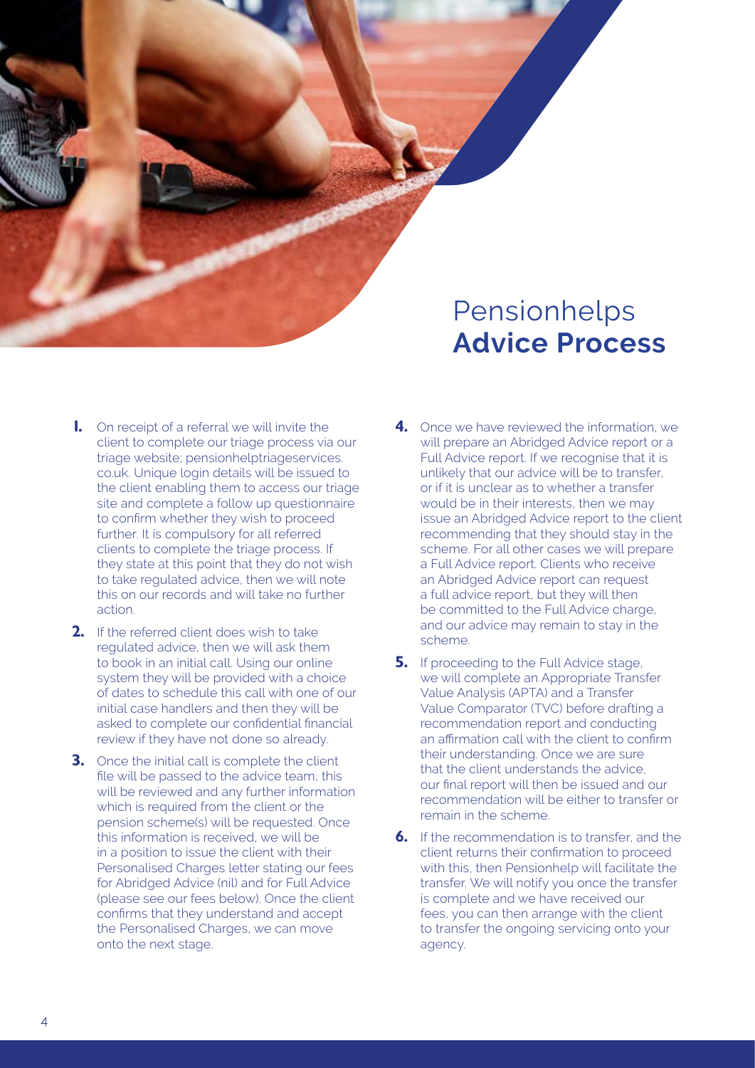# Pensionhelps **Advice Process**

1. On receipt of a referral we will invite the client to complete our triage process via our triage website; pensionhelptriageservices.co.uk. Unique login details will be issued to the client enabling them to access our triage site and complete a follow up questionnaire to confirm whether they wish to proceed further. It is compulsory for all referred clients to complete the triage process. If they state at this point that they do not wish to take regulated advice, then we will note this on our records and will take no further action.

2. If the referred client does wish to take regulated advice, then we will ask them to book in an initial call. Using our online system they will be provided with a choice of dates to schedule this call with one of our initial case handlers and then they will be asked to complete our confidential financial review if they have not done so already.

3. Once the initial call is complete the client file will be passed to the advice team, this will be reviewed and any further information which is required from the client or the pension scheme(s) will be requested. Once this information is received, we will be in a position to issue the client with their Personalised Charges letter stating our fees for Abridged Advice (nil) and for Full Advice (please see our fees below). Once the client confirms that they understand and accept the Personalised Charges, we can move onto the next stage.

4. Once we have reviewed the information, we will prepare an Abridged Advice report or a Full Advice report. If we recognise that it is unlikely that our advice will be to transfer, or if it is unclear as to whether a transfer would be in their interests, then we may issue an Abridged Advice report to the client recommending that they should stay in the scheme. For all other cases we will prepare a Full Advice report. Clients who receive an Abridged Advice report can request a full advice report, but they will then be committed to the Full Advice charge, and our advice may remain to stay in the scheme.

5. If proceeding to the Full Advice stage, we will complete an Appropriate Transfer Value Analysis (APTA) and a Transfer Value Comparator (TVC) before drafting a recommendation report and conducting an affirmation call with the client to confirm their understanding. Once we are sure that the client understands the advice, our final report will then be issued and our recommendation will be either to transfer or remain in the scheme.

6. If the recommendation is to transfer, and the client returns their confirmation to proceed with this, then Pensionhelp will facilitate the transfer. We will notify you once the transfer is complete and we have received our fees, you can then arrange with the client to transfer the ongoing servicing onto your agency.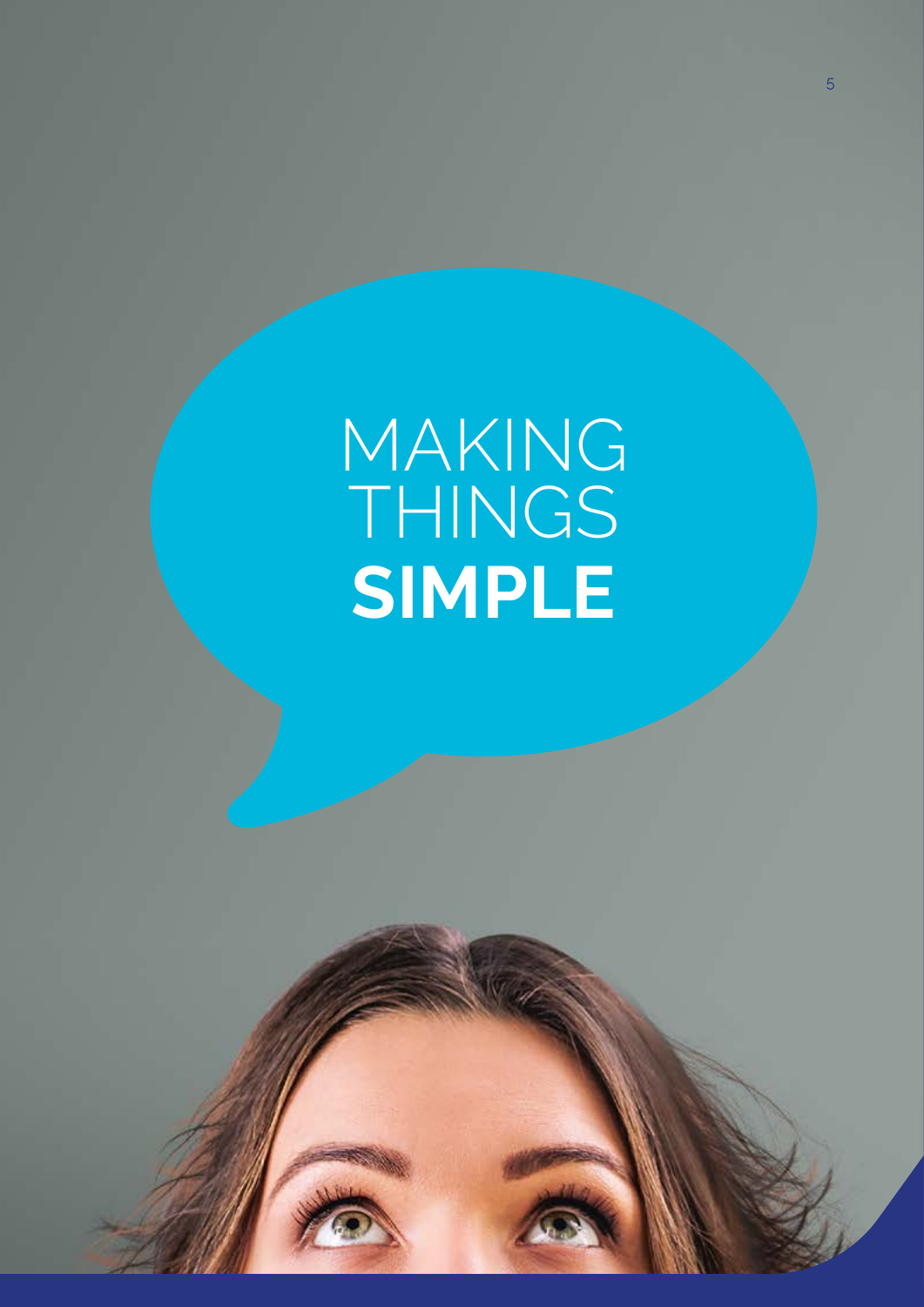# MAKING THINGS **SIMPLE**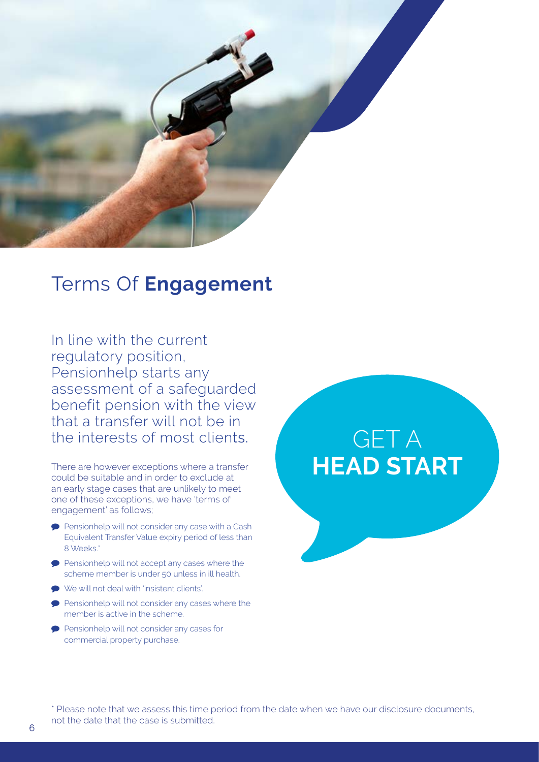## Terms Of **Engagement**

In line with the current regulatory position, Pensionhelp starts any assessment of a safeguarded benefit pension with the view that a transfer will not be in the interests of most clients.

There are however exceptions where a transfer could be suitable and in order to exclude at an early stage cases that are unlikely to meet one of these exceptions, we have 'terms of engagement' as follows;

- Pensionhelp will not consider any case with a Cash Equivalent Transfer Value expiry period of less than 8 Weeks.*
- Pensionhelp will not accept any cases where the scheme member is under 50 unless in ill health.
- We will not deal with 'insistent clients'.
- Pensionhelp will not consider any cases where the member is active in the scheme.
- Pensionhelp will not consider any cases for commercial property purchase.

GET A **HEAD START**

* Please note that we assess this time period from the date when we have our disclosure documents, not the date that the case is submitted.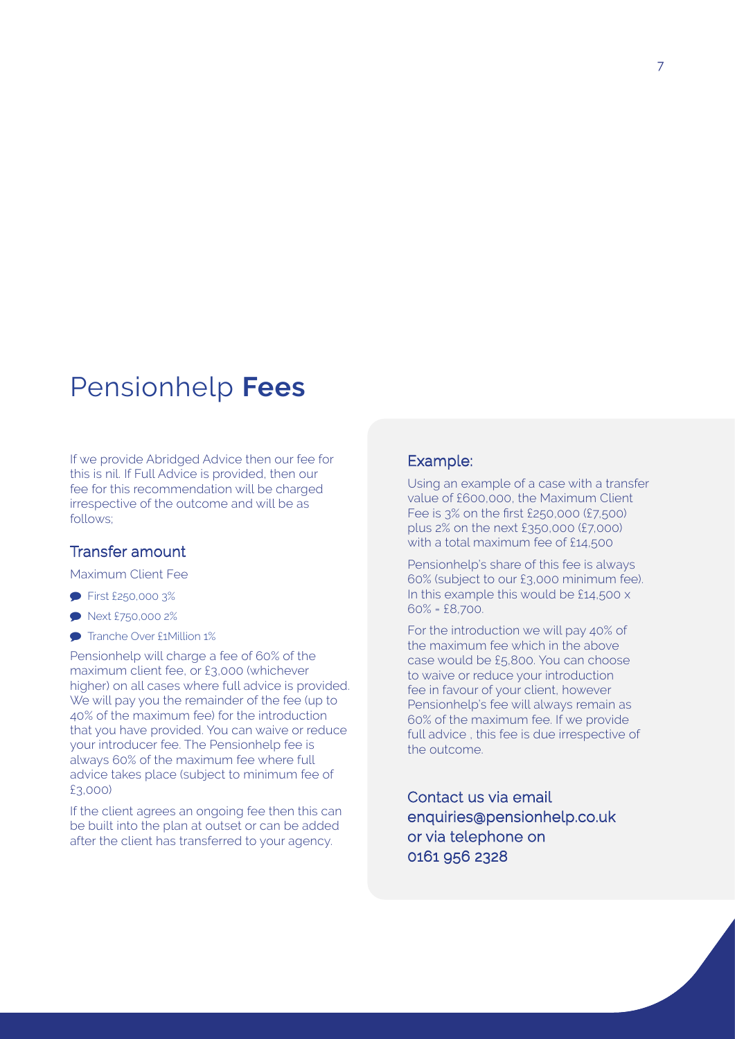# Pensionhelp **Fees**

If we provide Abridged Advice then our fee for this is nil. If Full Advice is provided, then our fee for this recommendation will be charged irrespective of the outcome and will be as follows;

## Transfer amount

Maximum Client Fee

- First £250,000 3%
- Next £750,000 2%
- Tranche Over £1Million 1%

Pensionhelp will charge a fee of 60% of the maximum client fee, or £3,000 (whichever higher) on all cases where full advice is provided. We will pay you the remainder of the fee (up to 40% of the maximum fee) for the introduction that you have provided. You can waive or reduce your introducer fee. The Pensionhelp fee is always 60% of the maximum fee where full advice takes place (subject to minimum fee of £3,000)

If the client agrees an ongoing fee then this can be built into the plan at outset or can be added after the client has transferred to your agency.

## Example:

Using an example of a case with a transfer value of £600,000, the Maximum Client Fee is 3% on the first £250,000 (£7,500) plus 2% on the next £350,000 (£7,000) with a total maximum fee of £14,500

Pensionhelp's share of this fee is always 60% (subject to our £3,000 minimum fee). In this example this would be £14,500 x 60% = £8,700.

For the introduction we will pay 40% of the maximum fee which in the above case would be £5,800. You can choose to waive or reduce your introduction fee in favour of your client, however Pensionhelp's fee will always remain as 60% of the maximum fee. If we provide full advice , this fee is due irrespective of the outcome.

Contact us via email enquiries@pensionhelp.co.uk or via telephone on 0161 956 2328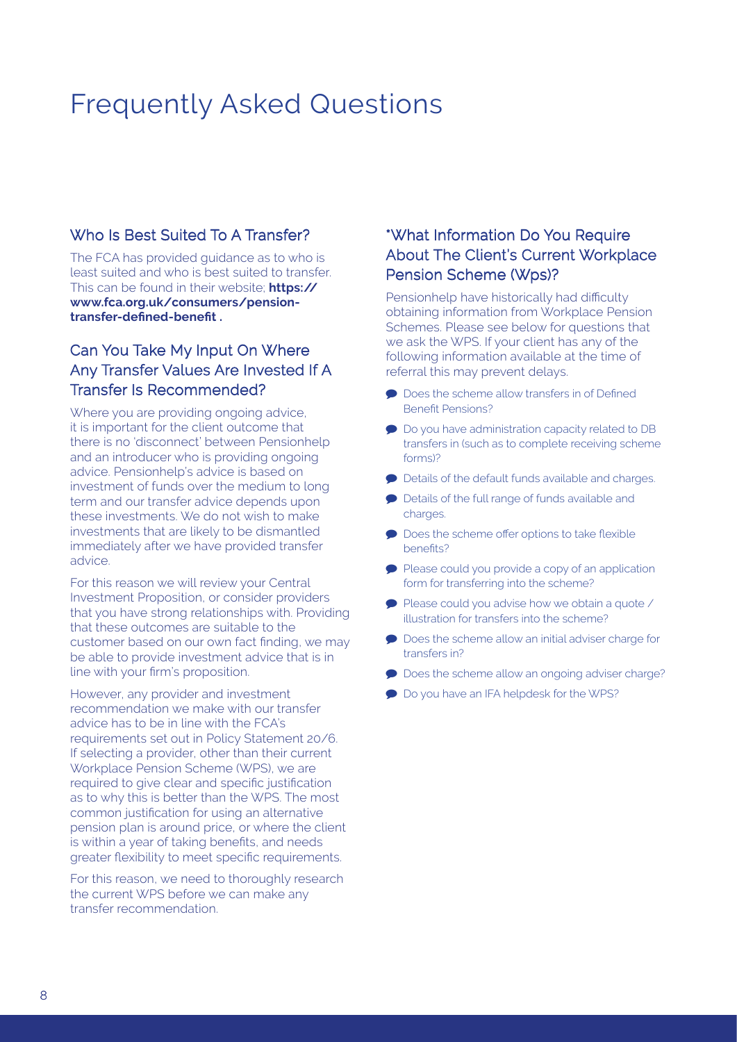# Frequently Asked Questions

## Who Is Best Suited To A Transfer?

The FCA has provided guidance as to who is least suited and who is best suited to transfer. This can be found in their website; **https://www.fca.org.uk/consumers/pension-transfer-defined-benefit .**

## Can You Take My Input On Where Any Transfer Values Are Invested If A Transfer Is Recommended?

Where you are providing ongoing advice, it is important for the client outcome that there is no 'disconnect' between Pensionhelp and an introducer who is providing ongoing advice. Pensionhelp's advice is based on investment of funds over the medium to long term and our transfer advice depends upon these investments. We do not wish to make investments that are likely to be dismantled immediately after we have provided transfer advice.

For this reason we will review your Central Investment Proposition, or consider providers that you have strong relationships with. Providing that these outcomes are suitable to the customer based on our own fact finding, we may be able to provide investment advice that is in line with your firm's proposition.

However, any provider and investment recommendation we make with our transfer advice has to be in line with the FCA's requirements set out in Policy Statement 20/6. If selecting a provider, other than their current Workplace Pension Scheme (WPS), we are required to give clear and specific justification as to why this is better than the WPS. The most common justification for using an alternative pension plan is around price, or where the client is within a year of taking benefits, and needs greater flexibility to meet specific requirements.

For this reason, we need to thoroughly research the current WPS before we can make any transfer recommendation.

## *What Information Do You Require About The Client's Current Workplace Pension Scheme (Wps)?

Pensionhelp have historically had difficulty obtaining information from Workplace Pension Schemes. Please see below for questions that we ask the WPS. If your client has any of the following information available at the time of referral this may prevent delays.

- Does the scheme allow transfers in of Defined Benefit Pensions?
- Do you have administration capacity related to DB transfers in (such as to complete receiving scheme forms)?
- Details of the default funds available and charges.
- Details of the full range of funds available and charges.
- Does the scheme offer options to take flexible benefits?
- Please could you provide a copy of an application form for transferring into the scheme?
- Please could you advise how we obtain a quote / illustration for transfers into the scheme?
- Does the scheme allow an initial adviser charge for transfers in?
- Does the scheme allow an ongoing adviser charge?
- Do you have an IFA helpdesk for the WPS?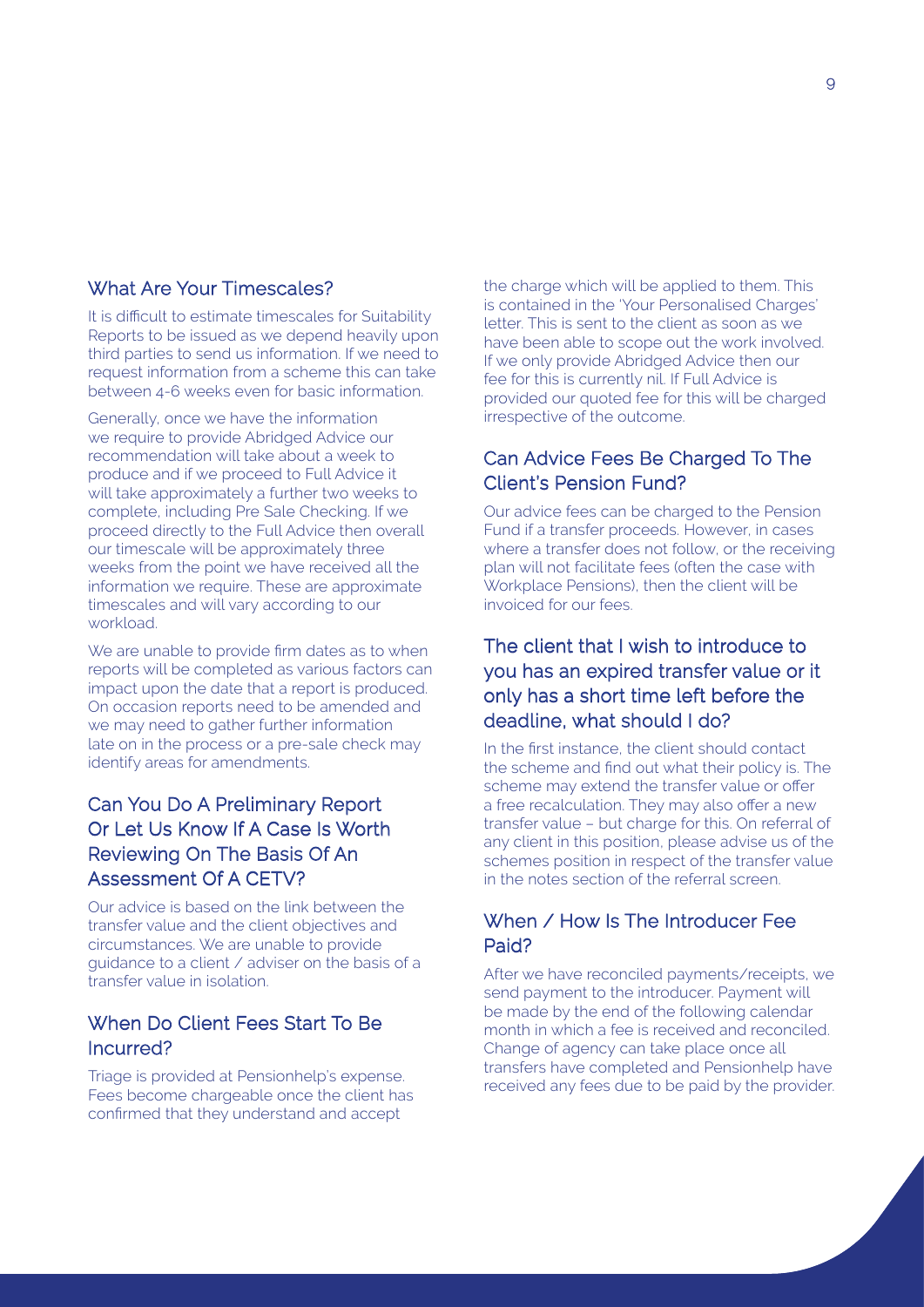## What Are Your Timescales?

It is difficult to estimate timescales for Suitability Reports to be issued as we depend heavily upon third parties to send us information. If we need to request information from a scheme this can take between 4-6 weeks even for basic information.

Generally, once we have the information we require to provide Abridged Advice our recommendation will take about a week to produce and if we proceed to Full Advice it will take approximately a further two weeks to complete, including Pre Sale Checking. If we proceed directly to the Full Advice then overall our timescale will be approximately three weeks from the point we have received all the information we require. These are approximate timescales and will vary according to our workload.

We are unable to provide firm dates as to when reports will be completed as various factors can impact upon the date that a report is produced. On occasion reports need to be amended and we may need to gather further information late on in the process or a pre-sale check may identify areas for amendments.

## Can You Do A Preliminary Report Or Let Us Know If A Case Is Worth Reviewing On The Basis Of An Assessment Of A CETV?

Our advice is based on the link between the transfer value and the client objectives and circumstances. We are unable to provide guidance to a client / adviser on the basis of a transfer value in isolation.

## When Do Client Fees Start To Be Incurred?

Triage is provided at Pensionhelp's expense. Fees become chargeable once the client has confirmed that they understand and accept the charge which will be applied to them. This is contained in the 'Your Personalised Charges' letter. This is sent to the client as soon as we have been able to scope out the work involved. If we only provide Abridged Advice then our fee for this is currently nil. If Full Advice is provided our quoted fee for this will be charged irrespective of the outcome.

## Can Advice Fees Be Charged To The Client's Pension Fund?

Our advice fees can be charged to the Pension Fund if a transfer proceeds. However, in cases where a transfer does not follow, or the receiving plan will not facilitate fees (often the case with Workplace Pensions), then the client will be invoiced for our fees.

## The client that I wish to introduce to you has an expired transfer value or it only has a short time left before the deadline, what should I do?

In the first instance, the client should contact the scheme and find out what their policy is. The scheme may extend the transfer value or offer a free recalculation. They may also offer a new transfer value – but charge for this. On referral of any client in this position, please advise us of the schemes position in respect of the transfer value in the notes section of the referral screen.

## When / How Is The Introducer Fee Paid?

After we have reconciled payments/receipts, we send payment to the introducer. Payment will be made by the end of the following calendar month in which a fee is received and reconciled. Change of agency can take place once all transfers have completed and Pensionhelp have received any fees due to be paid by the provider.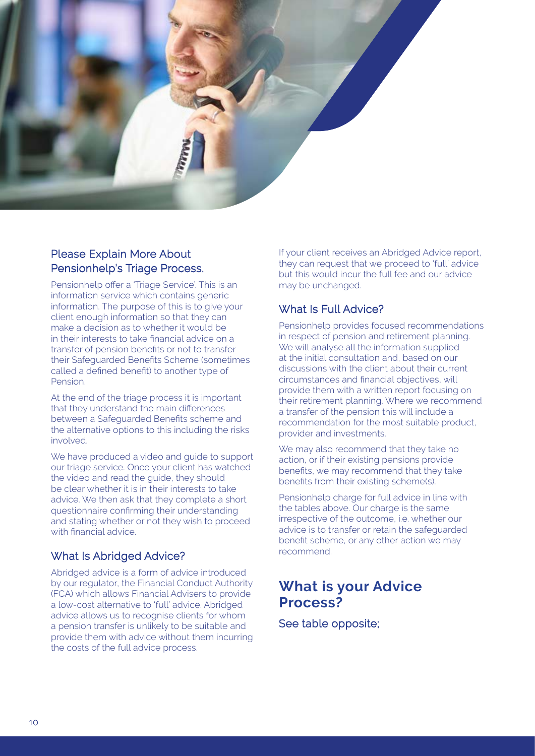## Please Explain More About Pensionhelp's Triage Process.

Pensionhelp offer a 'Triage Service'. This is an information service which contains generic information. The purpose of this is to give your client enough information so that they can make a decision as to whether it would be in their interests to take financial advice on a transfer of pension benefits or not to transfer their Safeguarded Benefits Scheme (sometimes called a defined benefit) to another type of Pension.

At the end of the triage process it is important that they understand the main differences between a Safeguarded Benefits scheme and the alternative options to this including the risks involved.

We have produced a video and guide to support our triage service. Once your client has watched the video and read the guide, they should be clear whether it is in their interests to take advice. We then ask that they complete a short questionnaire confirming their understanding and stating whether or not they wish to proceed with financial advice.

## What Is Abridged Advice?

Abridged advice is a form of advice introduced by our regulator, the Financial Conduct Authority (FCA) which allows Financial Advisers to provide a low-cost alternative to 'full' advice. Abridged advice allows us to recognise clients for whom a pension transfer is unlikely to be suitable and provide them with advice without them incurring the costs of the full advice process.

If your client receives an Abridged Advice report, they can request that we proceed to 'full' advice but this would incur the full fee and our advice may be unchanged.

## What Is Full Advice?

Pensionhelp provides focused recommendations in respect of pension and retirement planning. We will analyse all the information supplied at the initial consultation and, based on our discussions with the client about their current circumstances and financial objectives, will provide them with a written report focusing on their retirement planning. Where we recommend a transfer of the pension this will include a recommendation for the most suitable product, provider and investments.

We may also recommend that they take no action, or if their existing pensions provide benefits, we may recommend that they take benefits from their existing scheme(s).

Pensionhelp charge for full advice in line with the tables above. Our charge is the same irrespective of the outcome, i.e. whether our advice is to transfer or retain the safeguarded benefit scheme, or any other action we may recommend.

# What is your Advice Process?

See table opposite;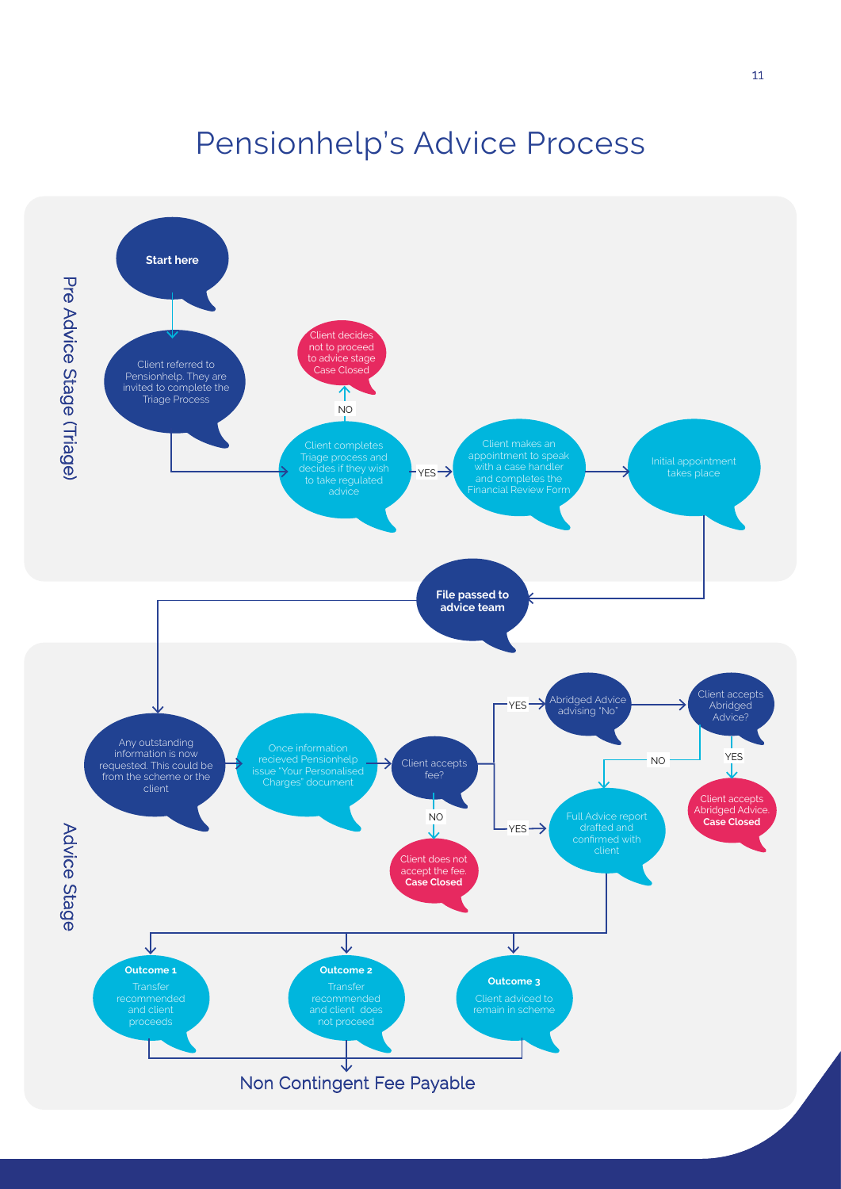# Pensionhelp's Advice Process

## Pre Advice Stage (Triage)

**Start here**

Client referred to Pensionhelp. They are invited to complete the Triage Process

Client completes Triage process and decides if they wish to take regulated advice

- NO → Client decides not to proceed to advice stage Case Closed
- YES → Client makes an appointment to speak with a case handler and completes the Financial Review Form

Initial appointment takes place

**File passed to advice team**

## Advice Stage

Any outstanding information is now requested. This could be from the scheme or the client

Once information recieved Pensionhelp issue "Your Personalised Charges" document

Client accepts fee?

- NO → Client does not accept the fee. **Case Closed**
- YES → Abridged Advice advising "No"
  - Client accepts Abridged Advice?
    - YES → Client accepts Abridged Advice. **Case Closed**
    - NO → Full Advice report drafted and confirmed with client
- YES → Full Advice report drafted and confirmed with client

**Outcome 1**
Transfer recommended and client proceeds

**Outcome 2**
Transfer recommended and client does not proceed

**Outcome 3**
Client adviced to remain in scheme

Non Contingent Fee Payable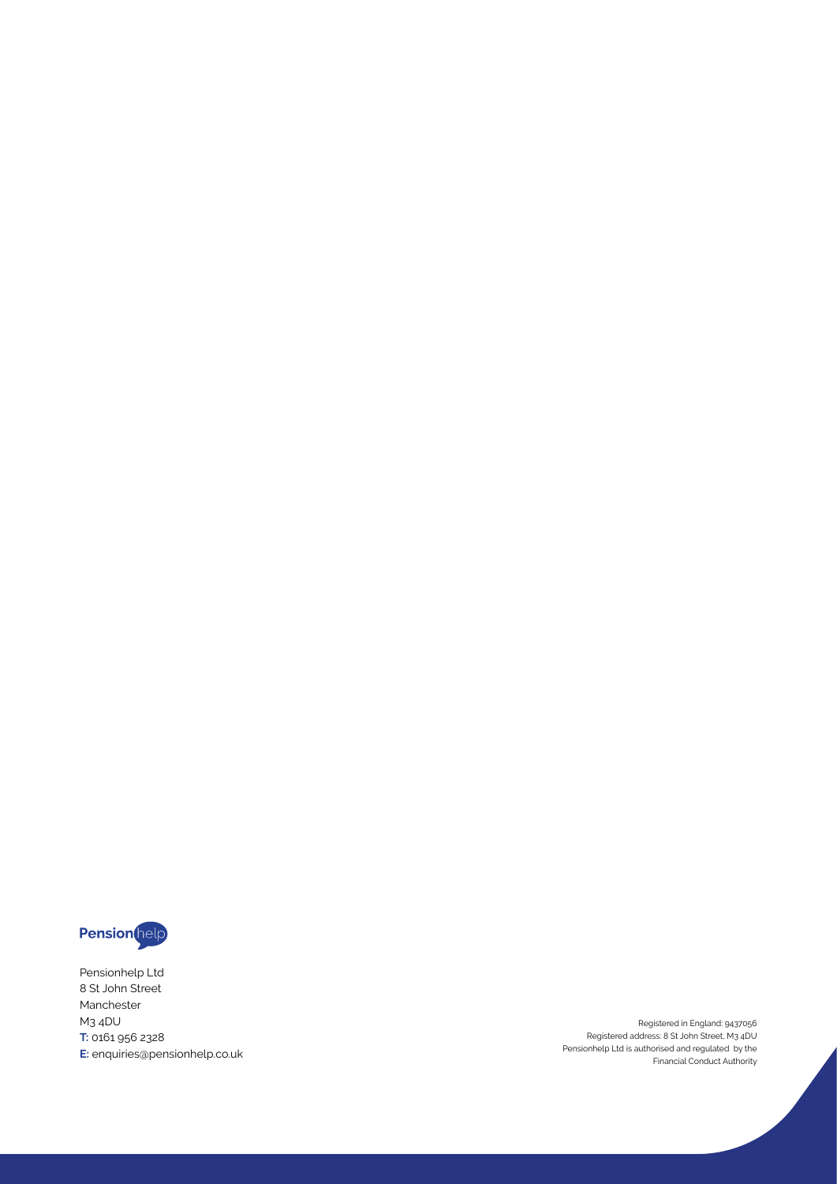Pensionhelp

Pensionhelp Ltd
8 St John Street
Manchester
M3 4DU
**T:** 0161 956 2328
**E:** enquiries@pensionhelp.co.uk

Registered in England: 9437056
Registered address: 8 St John Street, M3 4DU
Pensionhelp Ltd is authorised and regulated by the Financial Conduct Authority